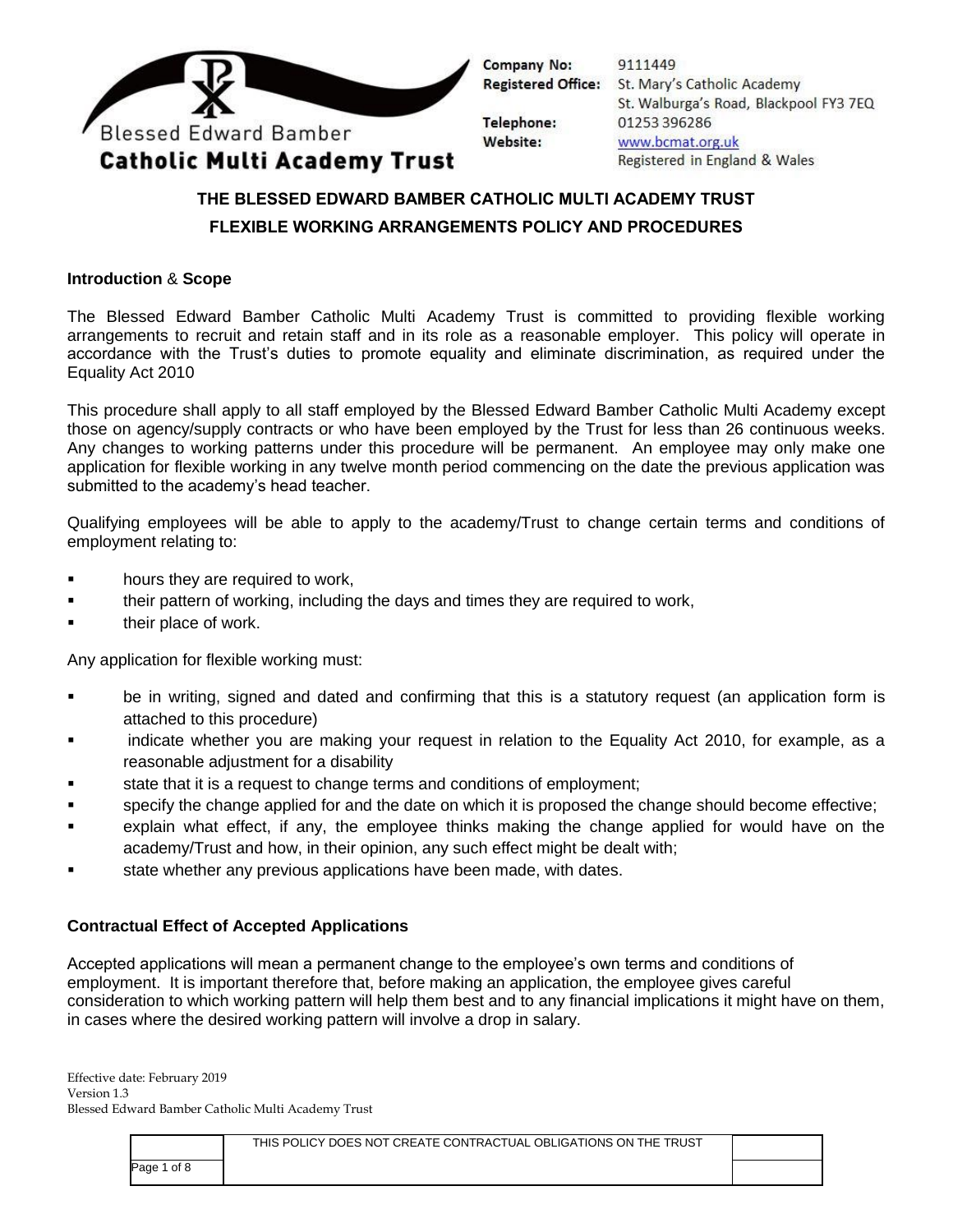Blessed Edward Bamber
**Catholic Multi Academy Trust**

**Company No:** 9111449
**Registered Office:** St. Mary's Catholic Academy
St. Walburga's Road, Blackpool FY3 7EQ
**Telephone:** 01253 396286
**Website:** www.bcmat.org.uk
Registered in England & Wales

# THE BLESSED EDWARD BAMBER CATHOLIC MULTI ACADEMY TRUST

## FLEXIBLE WORKING ARRANGEMENTS POLICY AND PROCEDURES

### Introduction & Scope

The Blessed Edward Bamber Catholic Multi Academy Trust is committed to providing flexible working arrangements to recruit and retain staff and in its role as a reasonable employer. This policy will operate in accordance with the Trust's duties to promote equality and eliminate discrimination, as required under the Equality Act 2010

This procedure shall apply to all staff employed by the Blessed Edward Bamber Catholic Multi Academy except those on agency/supply contracts or who have been employed by the Trust for less than 26 continuous weeks. Any changes to working patterns under this procedure will be permanent. An employee may only make one application for flexible working in any twelve month period commencing on the date the previous application was submitted to the academy's head teacher.

Qualifying employees will be able to apply to the academy/Trust to change certain terms and conditions of employment relating to:

- hours they are required to work,
- their pattern of working, including the days and times they are required to work,
- their place of work.

Any application for flexible working must:

- be in writing, signed and dated and confirming that this is a statutory request (an application form is attached to this procedure)
- indicate whether you are making your request in relation to the Equality Act 2010, for example, as a reasonable adjustment for a disability
- state that it is a request to change terms and conditions of employment;
- specify the change applied for and the date on which it is proposed the change should become effective;
- explain what effect, if any, the employee thinks making the change applied for would have on the academy/Trust and how, in their opinion, any such effect might be dealt with;
- state whether any previous applications have been made, with dates.

### Contractual Effect of Accepted Applications

Accepted applications will mean a permanent change to the employee's own terms and conditions of employment. It is important therefore that, before making an application, the employee gives careful consideration to which working pattern will help them best and to any financial implications it might have on them, in cases where the desired working pattern will involve a drop in salary.

Effective date: February 2019
Version 1.3
Blessed Edward Bamber Catholic Multi Academy Trust

THIS POLICY DOES NOT CREATE CONTRACTUAL OBLIGATIONS ON THE TRUST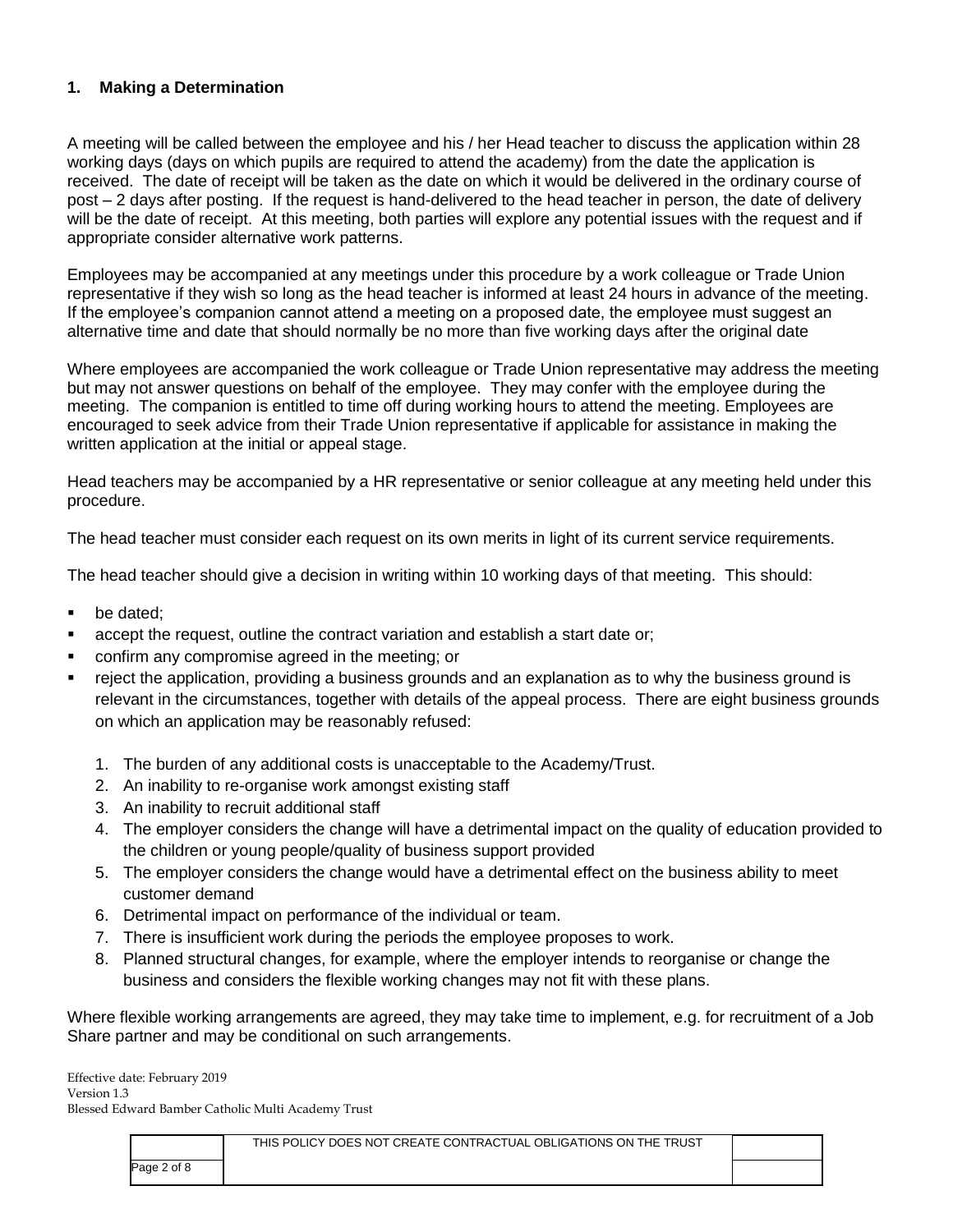## 1. Making a Determination

A meeting will be called between the employee and his / her Head teacher to discuss the application within 28 working days (days on which pupils are required to attend the academy) from the date the application is received. The date of receipt will be taken as the date on which it would be delivered in the ordinary course of post – 2 days after posting. If the request is hand-delivered to the head teacher in person, the date of delivery will be the date of receipt. At this meeting, both parties will explore any potential issues with the request and if appropriate consider alternative work patterns.

Employees may be accompanied at any meetings under this procedure by a work colleague or Trade Union representative if they wish so long as the head teacher is informed at least 24 hours in advance of the meeting. If the employee's companion cannot attend a meeting on a proposed date, the employee must suggest an alternative time and date that should normally be no more than five working days after the original date

Where employees are accompanied the work colleague or Trade Union representative may address the meeting but may not answer questions on behalf of the employee. They may confer with the employee during the meeting. The companion is entitled to time off during working hours to attend the meeting. Employees are encouraged to seek advice from their Trade Union representative if applicable for assistance in making the written application at the initial or appeal stage.

Head teachers may be accompanied by a HR representative or senior colleague at any meeting held under this procedure.

The head teacher must consider each request on its own merits in light of its current service requirements.

The head teacher should give a decision in writing within 10 working days of that meeting. This should:

- be dated;
- accept the request, outline the contract variation and establish a start date or;
- confirm any compromise agreed in the meeting; or
- reject the application, providing a business grounds and an explanation as to why the business ground is relevant in the circumstances, together with details of the appeal process. There are eight business grounds on which an application may be reasonably refused:

  1. The burden of any additional costs is unacceptable to the Academy/Trust.
  2. An inability to re-organise work amongst existing staff
  3. An inability to recruit additional staff
  4. The employer considers the change will have a detrimental impact on the quality of education provided to the children or young people/quality of business support provided
  5. The employer considers the change would have a detrimental effect on the business ability to meet customer demand
  6. Detrimental impact on performance of the individual or team.
  7. There is insufficient work during the periods the employee proposes to work.
  8. Planned structural changes, for example, where the employer intends to reorganise or change the business and considers the flexible working changes may not fit with these plans.

Where flexible working arrangements are agreed, they may take time to implement, e.g. for recruitment of a Job Share partner and may be conditional on such arrangements.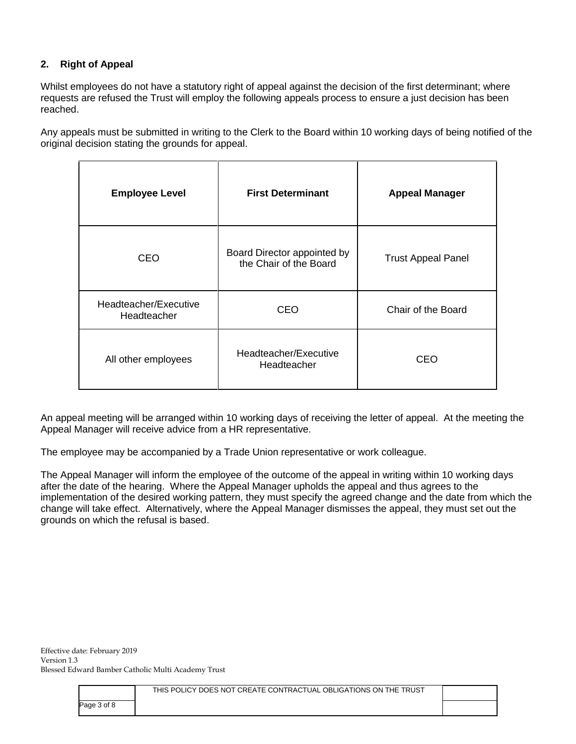## 2. Right of Appeal

Whilst employees do not have a statutory right of appeal against the decision of the first determinant; where requests are refused the Trust will employ the following appeals process to ensure a just decision has been reached.

Any appeals must be submitted in writing to the Clerk to the Board within 10 working days of being notified of the original decision stating the grounds for appeal.

| Employee Level | First Determinant | Appeal Manager |
|---|---|---|
| CEO | Board Director appointed by the Chair of the Board | Trust Appeal Panel |
| Headteacher/Executive Headteacher | CEO | Chair of the Board |
| All other employees | Headteacher/Executive Headteacher | CEO |

An appeal meeting will be arranged within 10 working days of receiving the letter of appeal. At the meeting the Appeal Manager will receive advice from a HR representative.

The employee may be accompanied by a Trade Union representative or work colleague.

The Appeal Manager will inform the employee of the outcome of the appeal in writing within 10 working days after the date of the hearing. Where the Appeal Manager upholds the appeal and thus agrees to the implementation of the desired working pattern, they must specify the agreed change and the date from which the change will take effect. Alternatively, where the Appeal Manager dismisses the appeal, they must set out the grounds on which the refusal is based.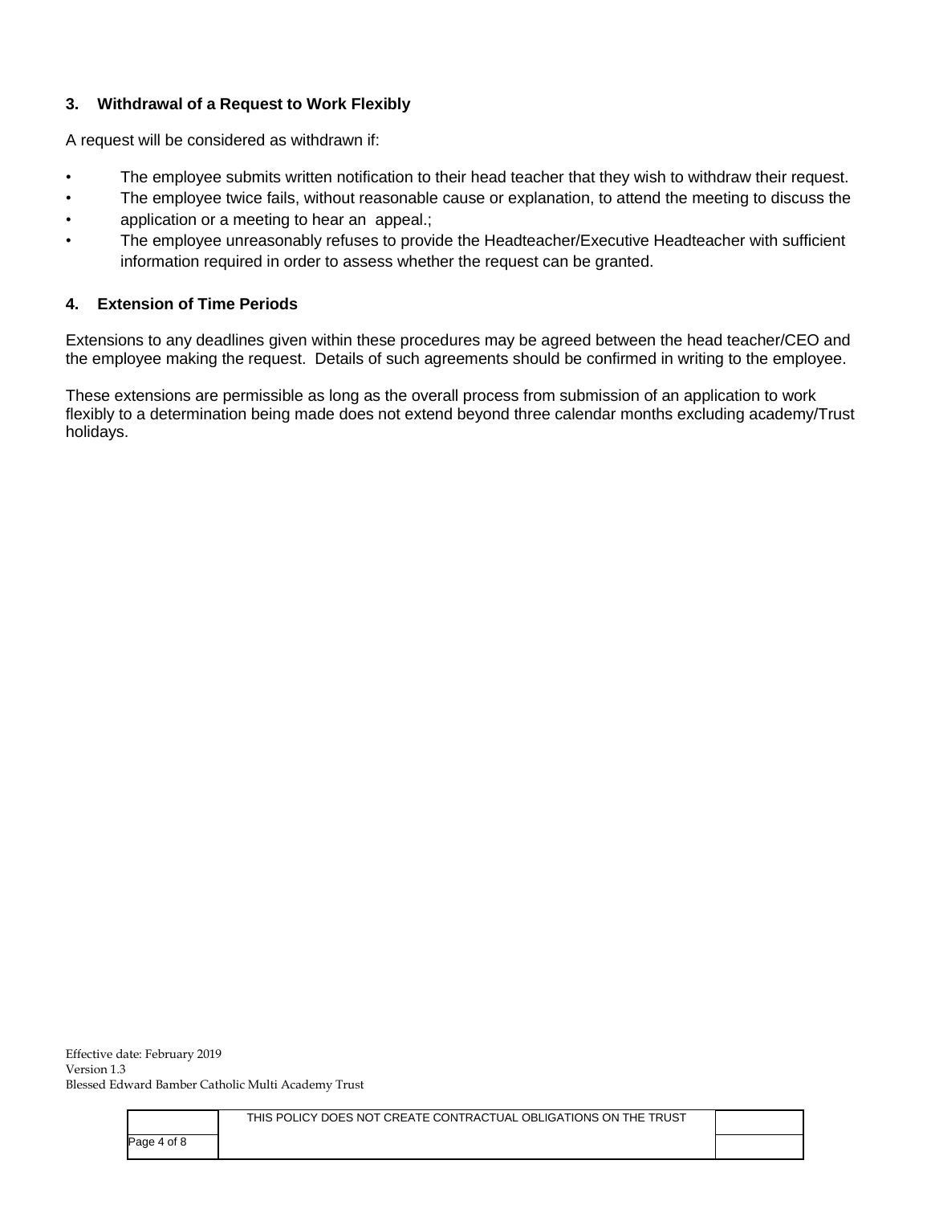### 3. Withdrawal of a Request to Work Flexibly

A request will be considered as withdrawn if:

- The employee submits written notification to their head teacher that they wish to withdraw their request.
- The employee twice fails, without reasonable cause or explanation, to attend the meeting to discuss the
- application or a meeting to hear an appeal.;
- The employee unreasonably refuses to provide the Headteacher/Executive Headteacher with sufficient information required in order to assess whether the request can be granted.

### 4. Extension of Time Periods

Extensions to any deadlines given within these procedures may be agreed between the head teacher/CEO and the employee making the request. Details of such agreements should be confirmed in writing to the employee.

These extensions are permissible as long as the overall process from submission of an application to work flexibly to a determination being made does not extend beyond three calendar months excluding academy/Trust holidays.

Effective date: February 2019
Version 1.3
Blessed Edward Bamber Catholic Multi Academy Trust

THIS POLICY DOES NOT CREATE CONTRACTUAL OBLIGATIONS ON THE TRUST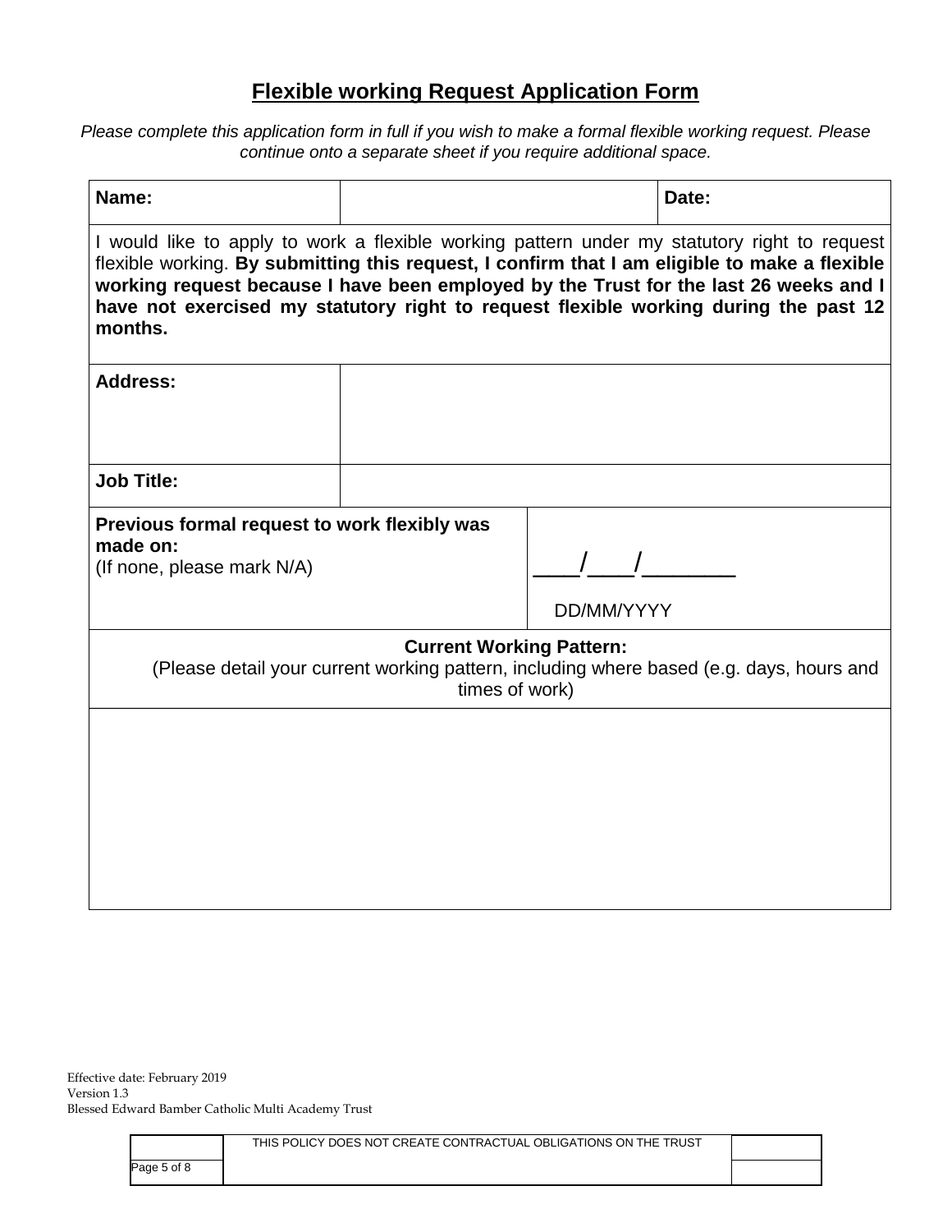## Flexible working Request Application Form

*Please complete this application form in full if you wish to make a formal flexible working request. Please continue onto a separate sheet if you require additional space.*

| **Name:** | | **Date:** |
|---|---|---|
| I would like to apply to work a flexible working pattern under my statutory right to request flexible working. **By submitting this request, I confirm that I am eligible to make a flexible working request because I have been employed by the Trust for the last 26 weeks and I have not exercised my statutory right to request flexible working during the past 12 months.** | | |
| **Address:** | | |
| **Job Title:** | | |
| **Previous formal request to work flexibly was made on:** (If none, please mark N/A) | ___/___/_______ DD/MM/YYYY | |
| **Current Working Pattern:** (Please detail your current working pattern, including where based (e.g. days, hours and times of work) | | |
| | | |

Effective date: February 2019
Version 1.3
Blessed Edward Bamber Catholic Multi Academy Trust

THIS POLICY DOES NOT CREATE CONTRACTUAL OBLIGATIONS ON THE TRUST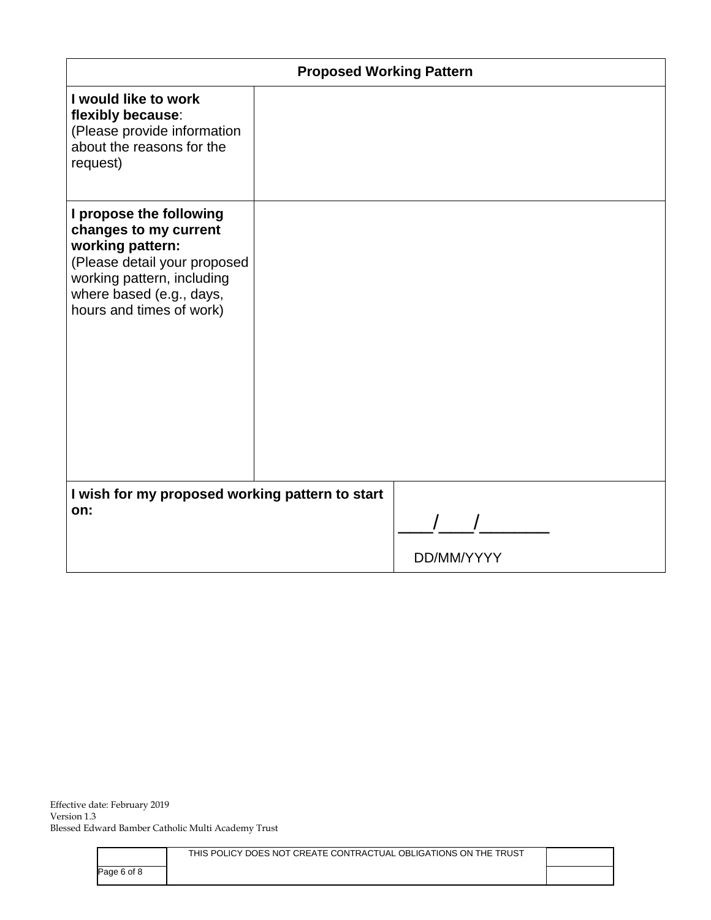| Proposed Working Pattern | |
|---|---|
| **I would like to work flexibly because**: (Please provide information about the reasons for the request) | |
| **I propose the following changes to my current working pattern:** (Please detail your proposed working pattern, including where based (e.g., days, hours and times of work) | |
| **I wish for my proposed working pattern to start on:** | \_\_\_/\_\_\_/\_\_\_\_\_\_\_ DD/MM/YYYY |

Effective date: February 2019
Version 1.3
Blessed Edward Bamber Catholic Multi Academy Trust

THIS POLICY DOES NOT CREATE CONTRACTUAL OBLIGATIONS ON THE TRUST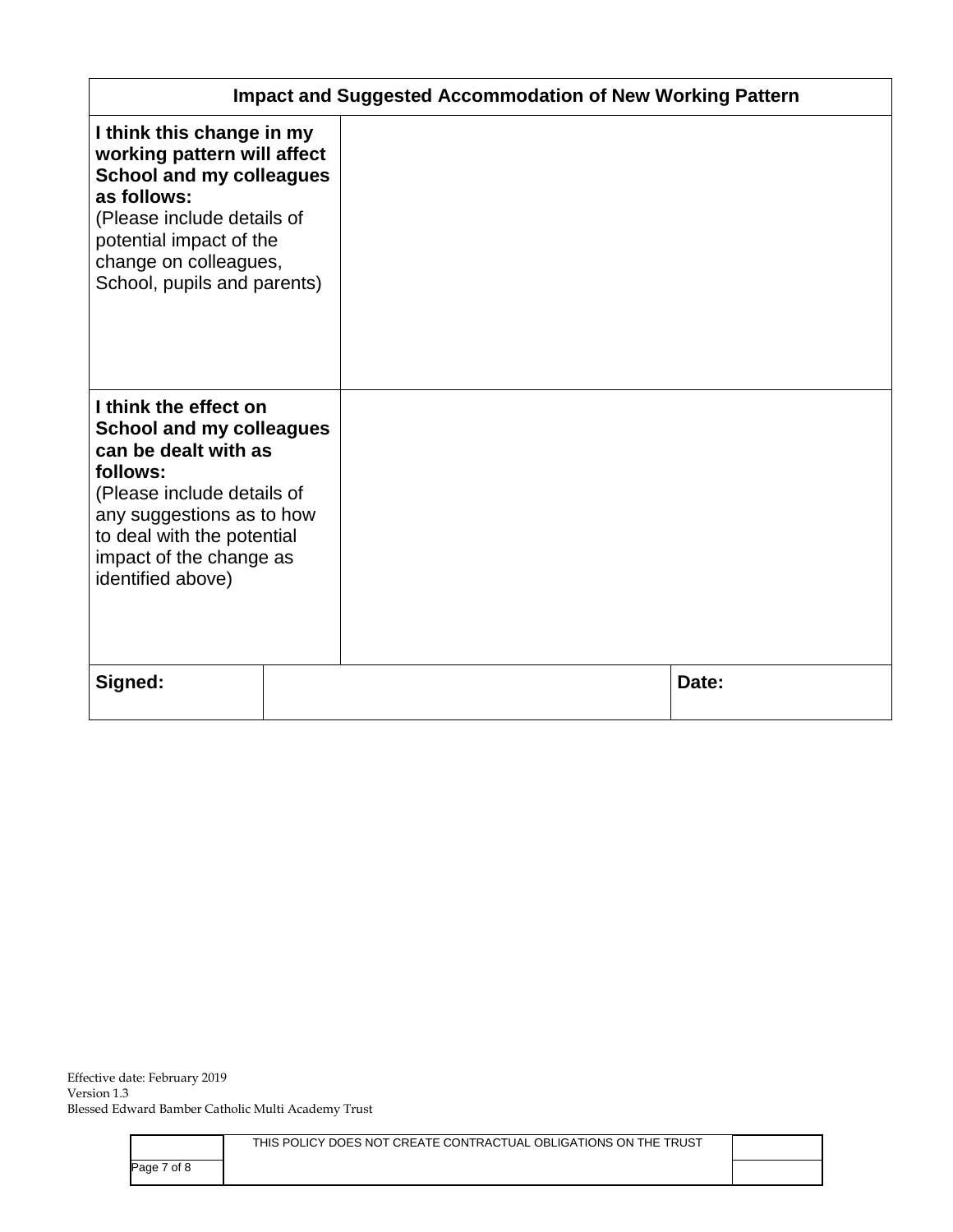| Impact and Suggested Accommodation of New Working Pattern | | |
|---|---|---|
| **I think this change in my working pattern will affect School and my colleagues as follows:** (Please include details of potential impact of the change on colleagues, School, pupils and parents) | | |
| **I think the effect on School and my colleagues can be dealt with as follows:** (Please include details of any suggestions as to how to deal with the potential impact of the change as identified above) | | |
| **Signed:** | | **Date:** |

Effective date: February 2019
Version 1.3
Blessed Edward Bamber Catholic Multi Academy Trust

THIS POLICY DOES NOT CREATE CONTRACTUAL OBLIGATIONS ON THE TRUST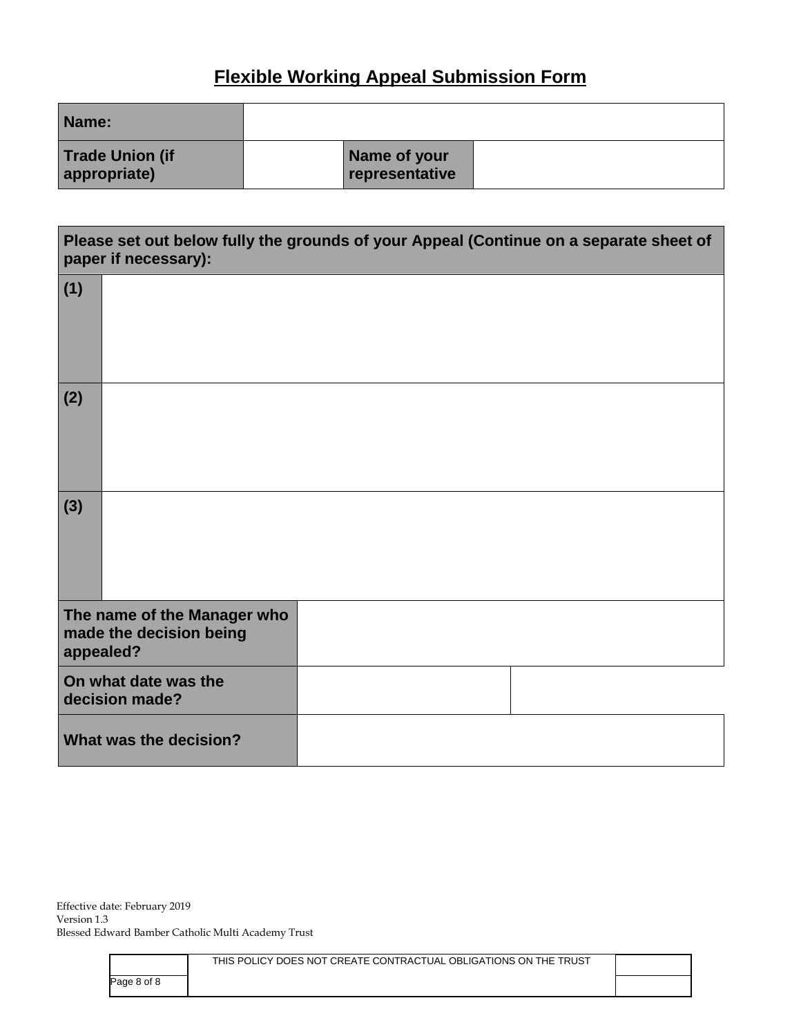# Flexible Working Appeal Submission Form

| | | | |
|---|---|---|---|
| **Name:** | | | |
| **Trade Union (if appropriate)** | | **Name of your representative** | |

| | |
|---|---|
| **Please set out below fully the grounds of your Appeal (Continue on a separate sheet of paper if necessary):** | |
| **(1)** | |
| **(2)** | |
| **(3)** | |

| | | |
|---|---|---|
| **The name of the Manager who made the decision being appealed?** | | |
| **On what date was the decision made?** | | |
| **What was the decision?** | | |

Effective date: February 2019
Version 1.3
Blessed Edward Bamber Catholic Multi Academy Trust

THIS POLICY DOES NOT CREATE CONTRACTUAL OBLIGATIONS ON THE TRUST